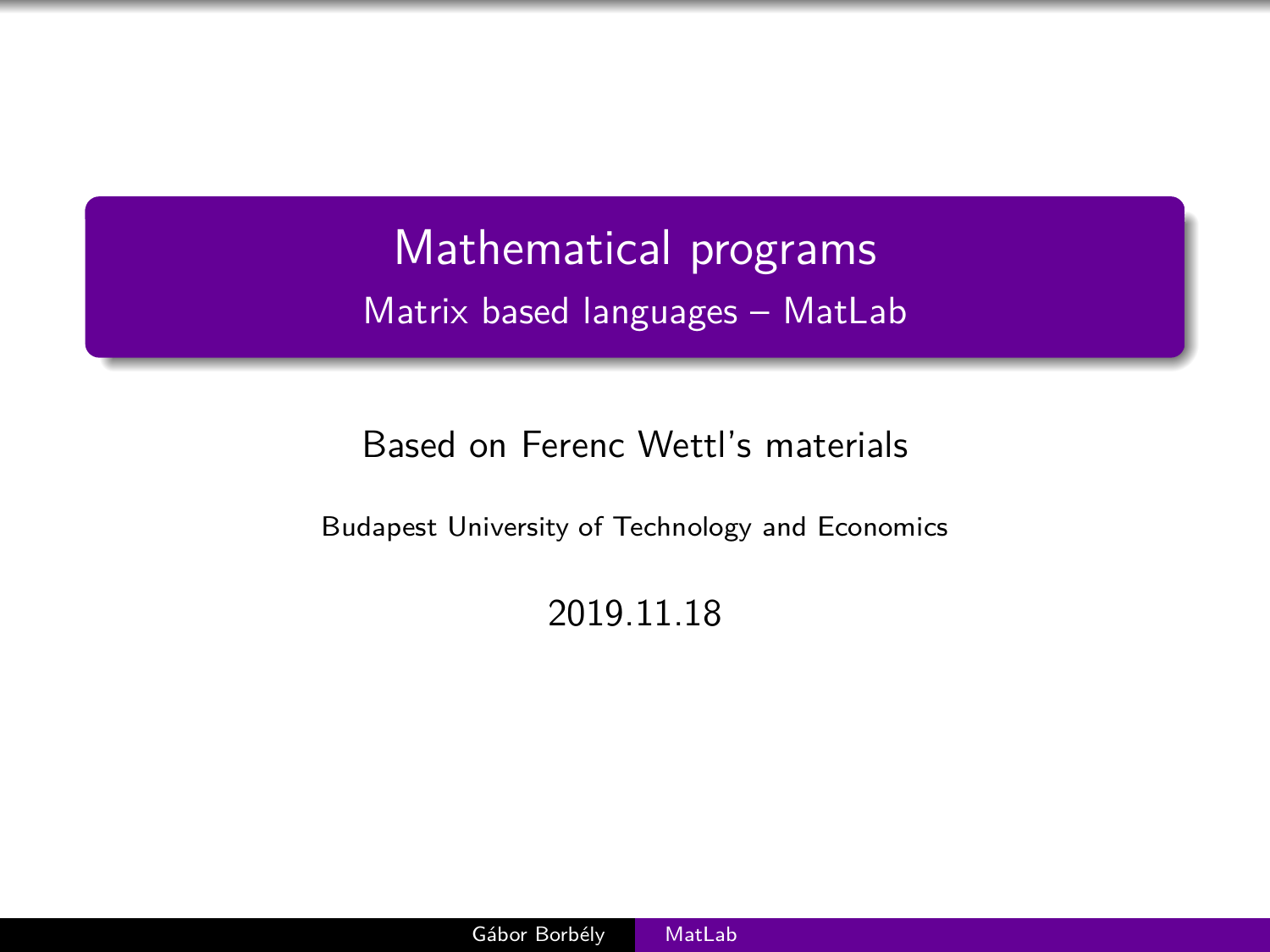# Mathematical programs

## Matrix based languages – MatLab

Based on Ferenc Wettl's materials

Budapest University of Technology and Economics

2019.11.18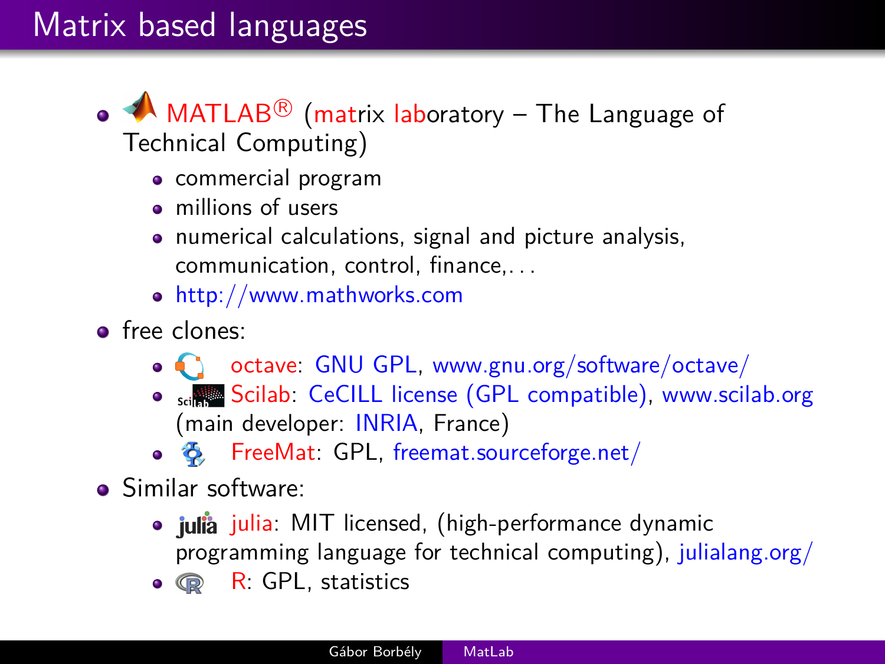# Matrix based languages

- MATLAB® (matrix laboratory – The Language of Technical Computing)
  - commercial program
  - millions of users
  - numerical calculations, signal and picture analysis, communication, control, finance,. . .
  - http://www.mathworks.com
- free clones:
  - octave: GNU GPL, www.gnu.org/software/octave/
  - Scilab: CeCILL license (GPL compatible), www.scilab.org (main developer: INRIA, France)
  - FreeMat: GPL, freemat.sourceforge.net/
- Similar software:
  - julia: MIT licensed, (high-performance dynamic programming language for technical computing), julialang.org/
  - R: GPL, statistics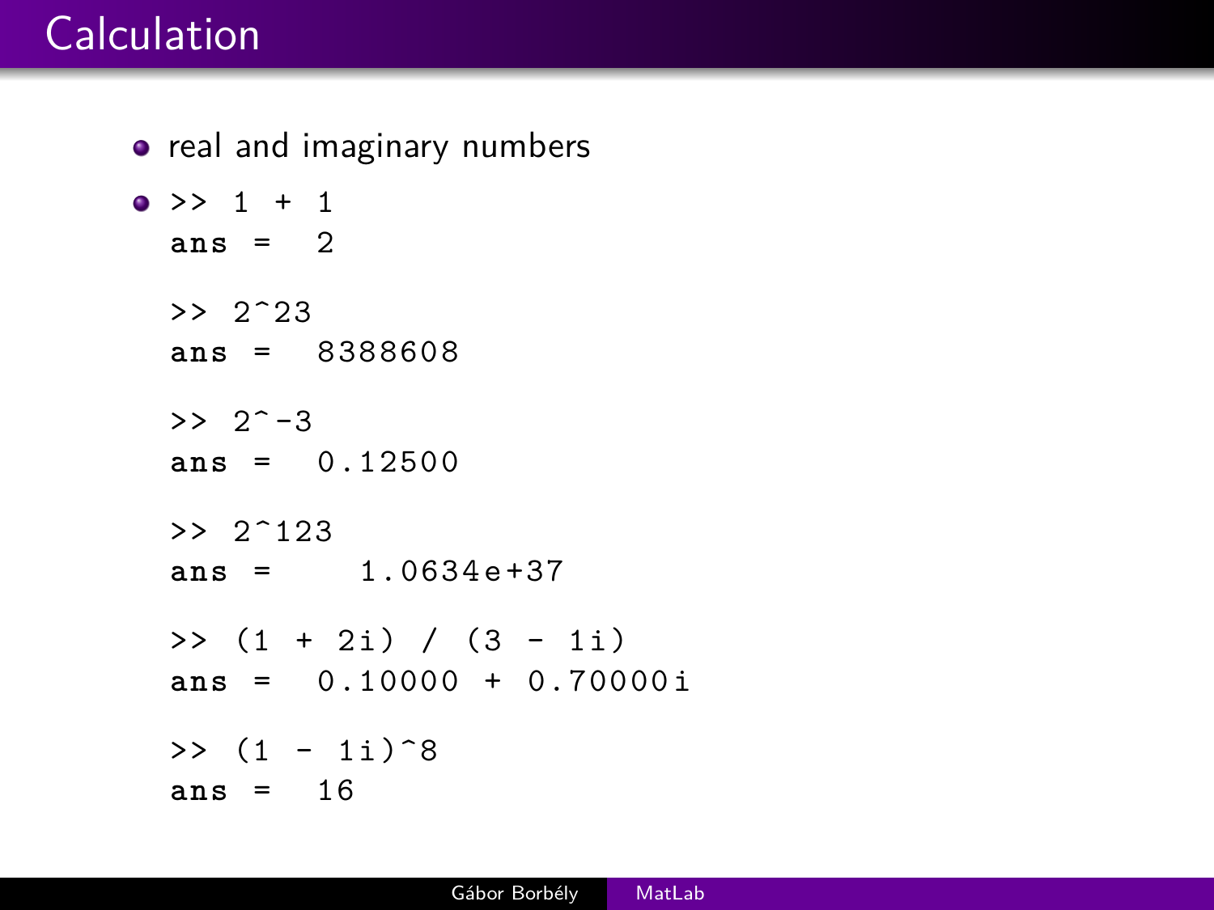# Calculation

- real and imaginary numbers
- 

```
>> 1 + 1
ans =  2

>> 2^23
ans =  8388608

>> 2^-3
ans =  0.12500

>> 2^123
ans =    1.0634e+37

>> (1 + 2i) / (3 - 1i)
ans =  0.10000 + 0.70000i

>> (1 - 1i)^8
ans =  16
```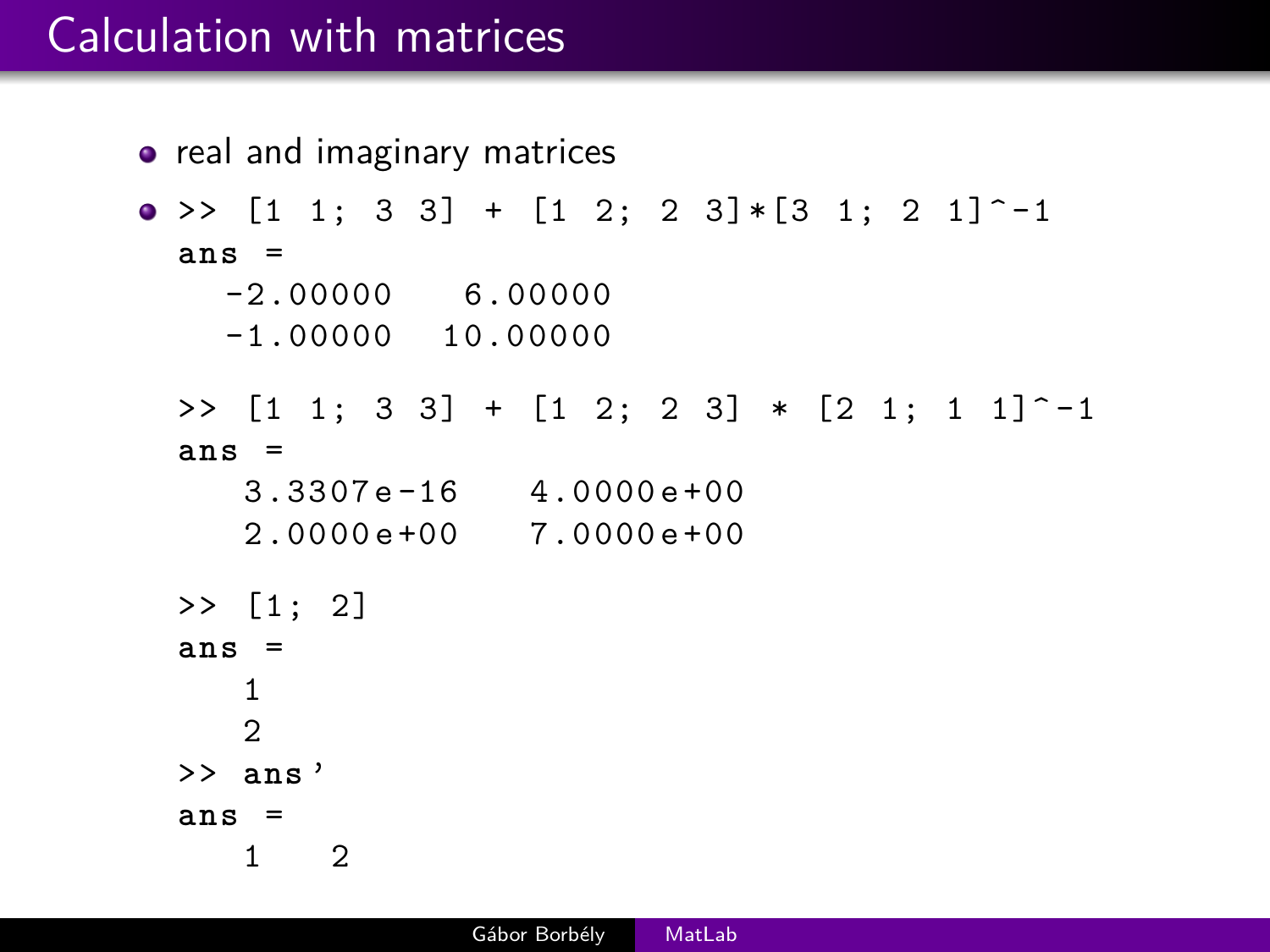# Calculation with matrices

- real and imaginary matrices
- ```
  >> [1 1; 3 3] + [1 2; 2 3]*[3 1; 2 1]^-1
  ans =
     -2.00000    6.00000
     -1.00000   10.00000

  >> [1 1; 3 3] + [1 2; 2 3] * [2 1; 1 1]^-1
  ans =
      3.3307e-16    4.0000e+00
      2.0000e+00    7.0000e+00

  >> [1; 2]
  ans =
      1
      2
  >> ans'
  ans =
      1    2
  ```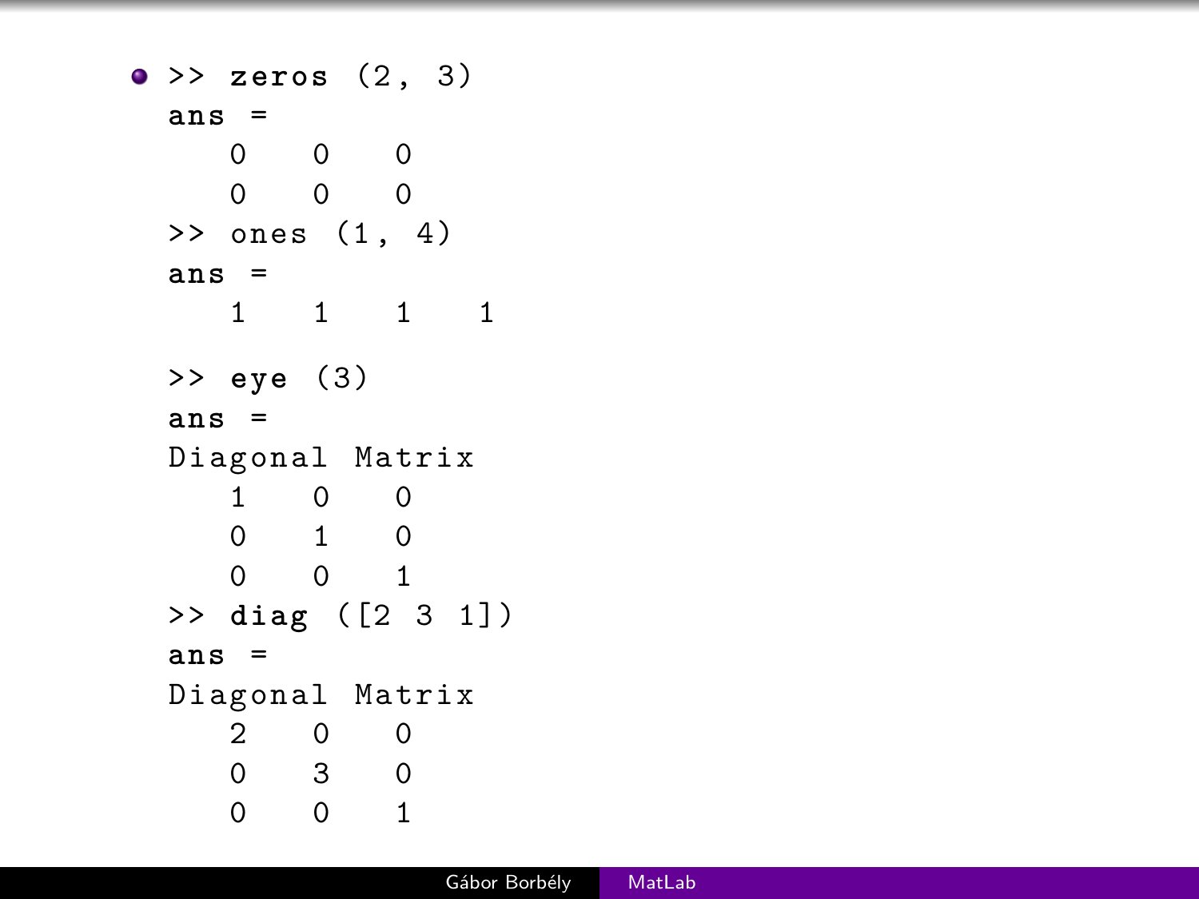- ```
  >> zeros (2, 3)
  ans =
     0    0    0
     0    0    0
  >> ones (1, 4)
  ans =
     1    1    1    1

  >> eye (3)
  ans =
  Diagonal Matrix
     1    0    0
     0    1    0
     0    0    1
  >> diag ([2 3 1])
  ans =
  Diagonal Matrix
     2    0    0
     0    3    0
     0    0    1
  ```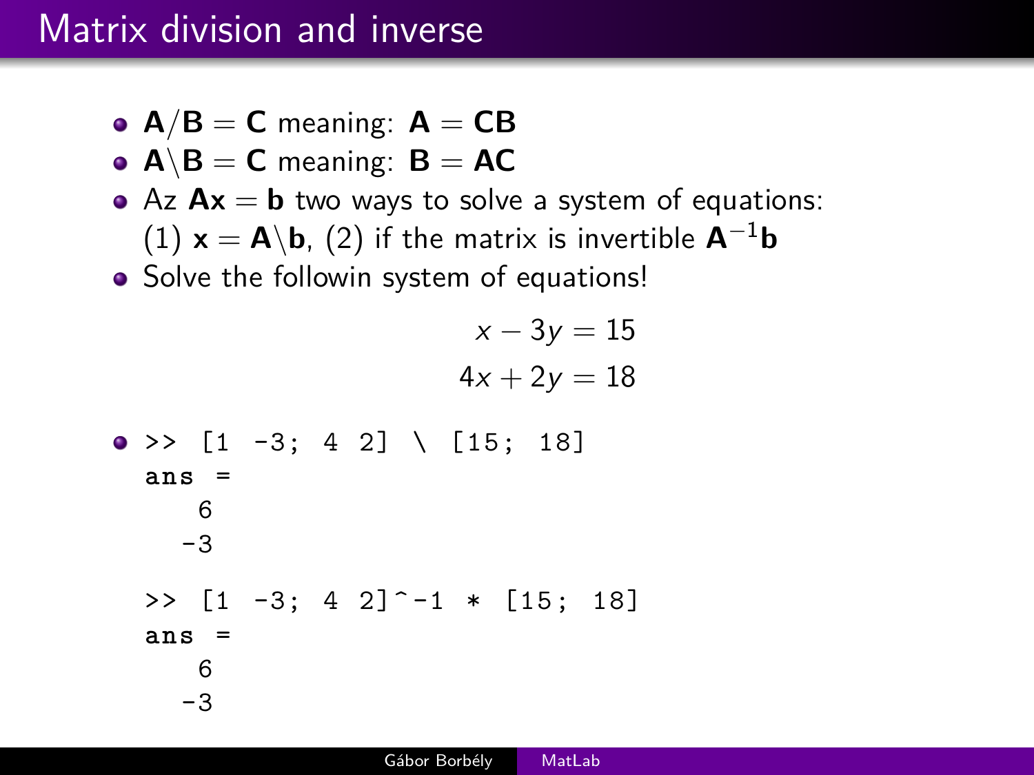# Matrix division and inverse

- $\mathbf{A}/\mathbf{B} = \mathbf{C}$ meaning: $\mathbf{A} = \mathbf{CB}$
- $\mathbf{A}\backslash\mathbf{B} = \mathbf{C}$ meaning: $\mathbf{B} = \mathbf{AC}$
- Az $\mathbf{Ax} = \mathbf{b}$ two ways to solve a system of equations: (1) $\mathbf{x} = \mathbf{A}\backslash\mathbf{b}$, (2) if the matrix is invertible $\mathbf{A}^{-1}\mathbf{b}$
- Solve the followin system of equations!

$$x - 3y = 15$$
$$4x + 2y = 18$$

- ```
  >> [1 -3; 4 2] \ [15; 18]
  ans =
      6
     -3

  >> [1 -3; 4 2]^-1 * [15; 18]
  ans =
      6
     -3
  ```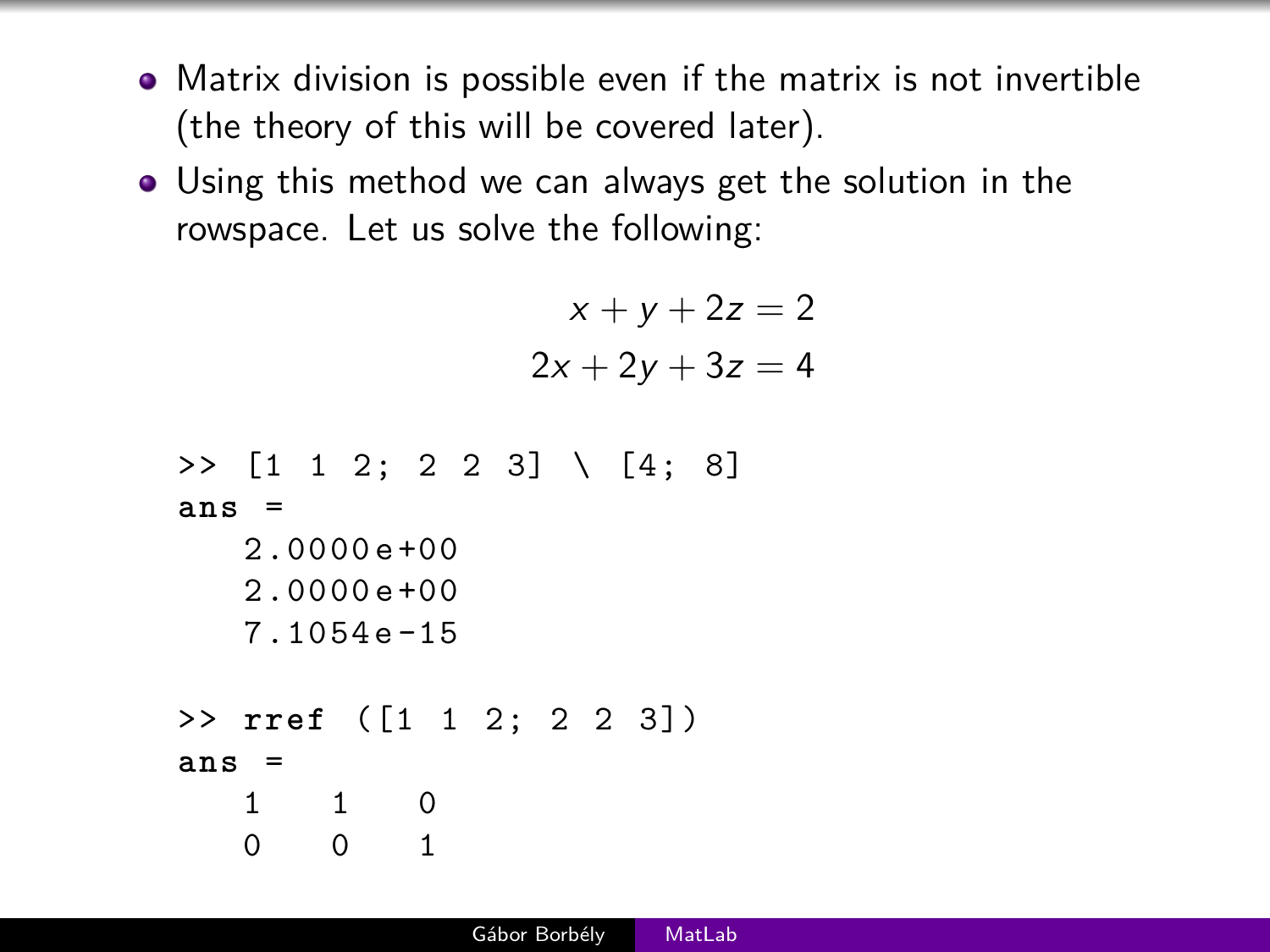- Matrix division is possible even if the matrix is not invertible (the theory of this will be covered later).
- Using this method we can always get the solution in the rowspace. Let us solve the following:

$$
\begin{aligned}
x + y + 2z &= 2 \\
2x + 2y + 3z &= 4
\end{aligned}
$$

```
>> [1 1 2; 2 2 3] \ [4; 8]
ans =
   2.0000e+00
   2.0000e+00
   7.1054e-15

>> rref ([1 1 2; 2 2 3])
ans =
   1    1    0
   0    0    1
```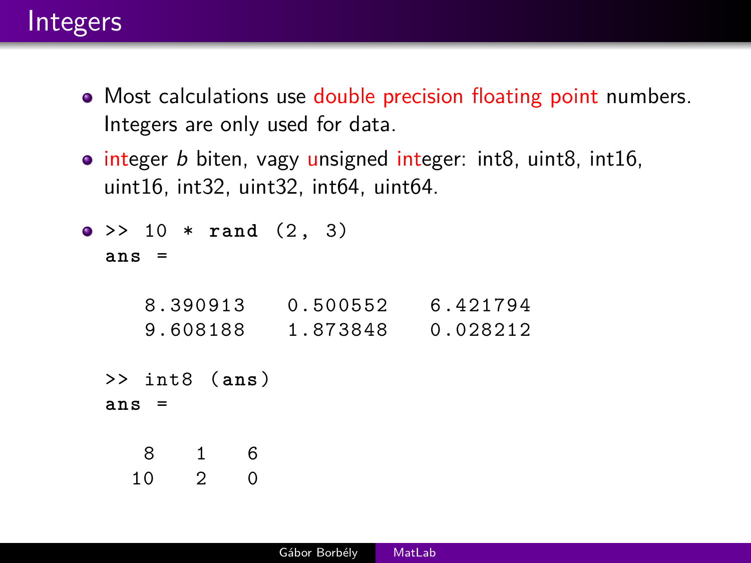# Integers

- Most calculations use double precision floating point numbers. Integers are only used for data.
- integer *b* biten, vagy unsigned integer: int8, uint8, int16, uint16, int32, uint32, int64, uint64.
- 

```
>> 10 * rand (2, 3)
ans =

   8.390913   0.500552   6.421794
   9.608188   1.873848   0.028212

>> int8 (ans)
ans =

   8   1   6
  10   2   0
```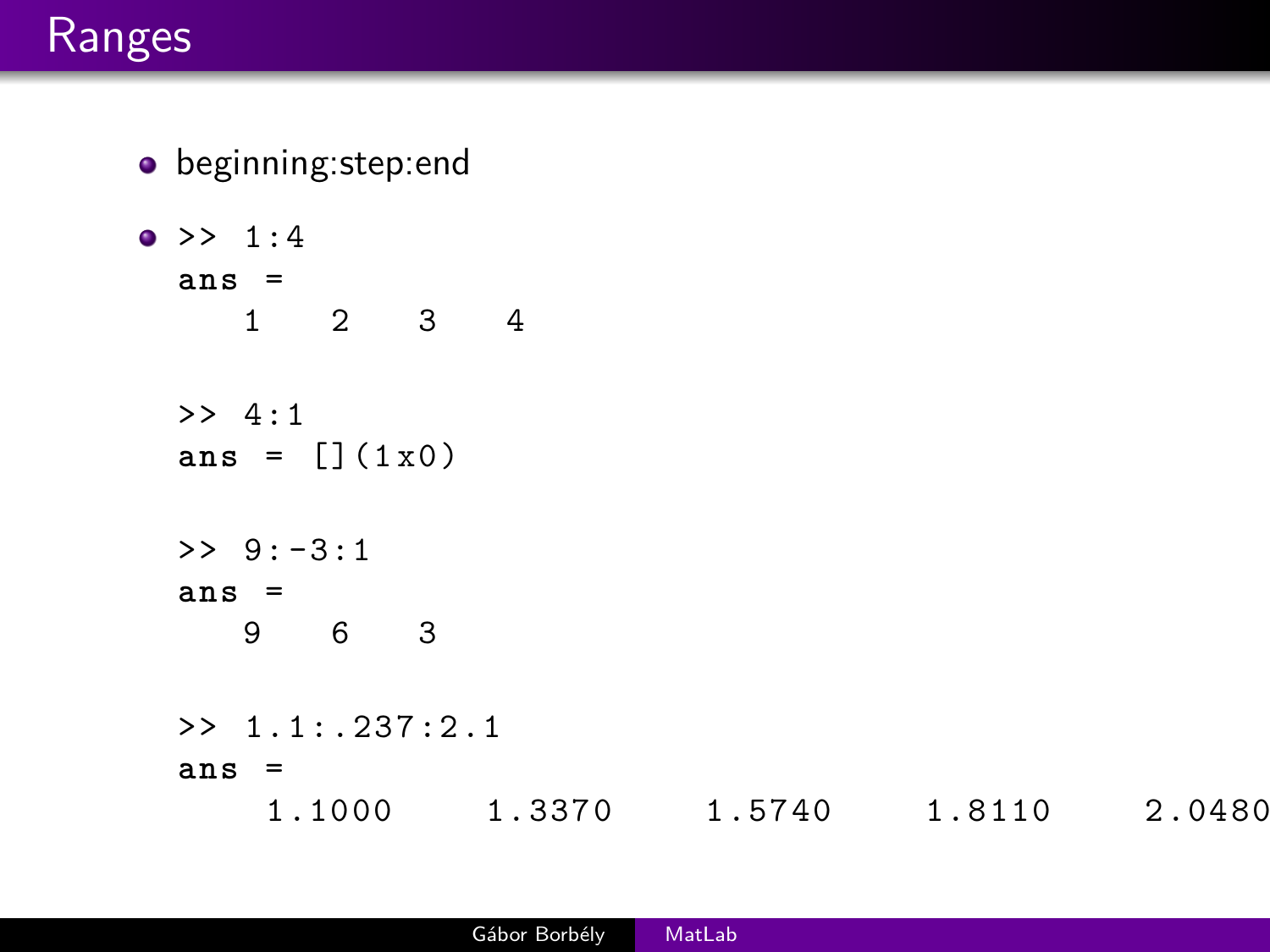# Ranges

- beginning:step:end
- ```
  >> 1:4
  ans =
     1    2    3    4

  >> 4:1
  ans = [](1x0)

  >> 9:-3:1
  ans =
     9    6    3

  >> 1.1:.237:2.1
  ans =
      1.1000     1.3370     1.5740     1.8110     2.0480
  ```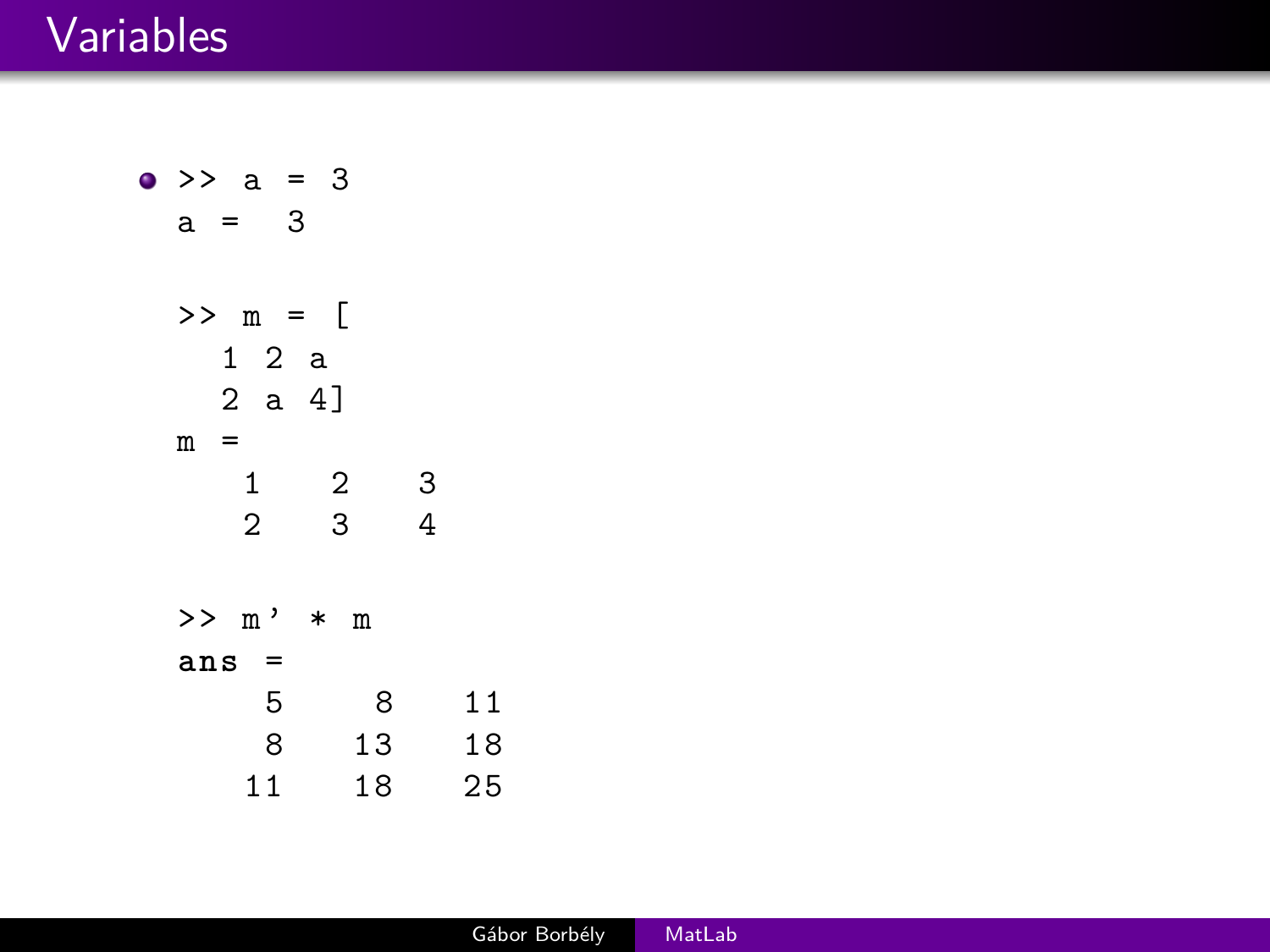# Variables

- ```
  >> a = 3
  a =   3

  >> m = [
     1 2 a
     2 a 4]
  m =
      1    2    3
      2    3    4

  >> m' * m
  ans =
       5     8    11
       8    13    18
      11    18    25
  ```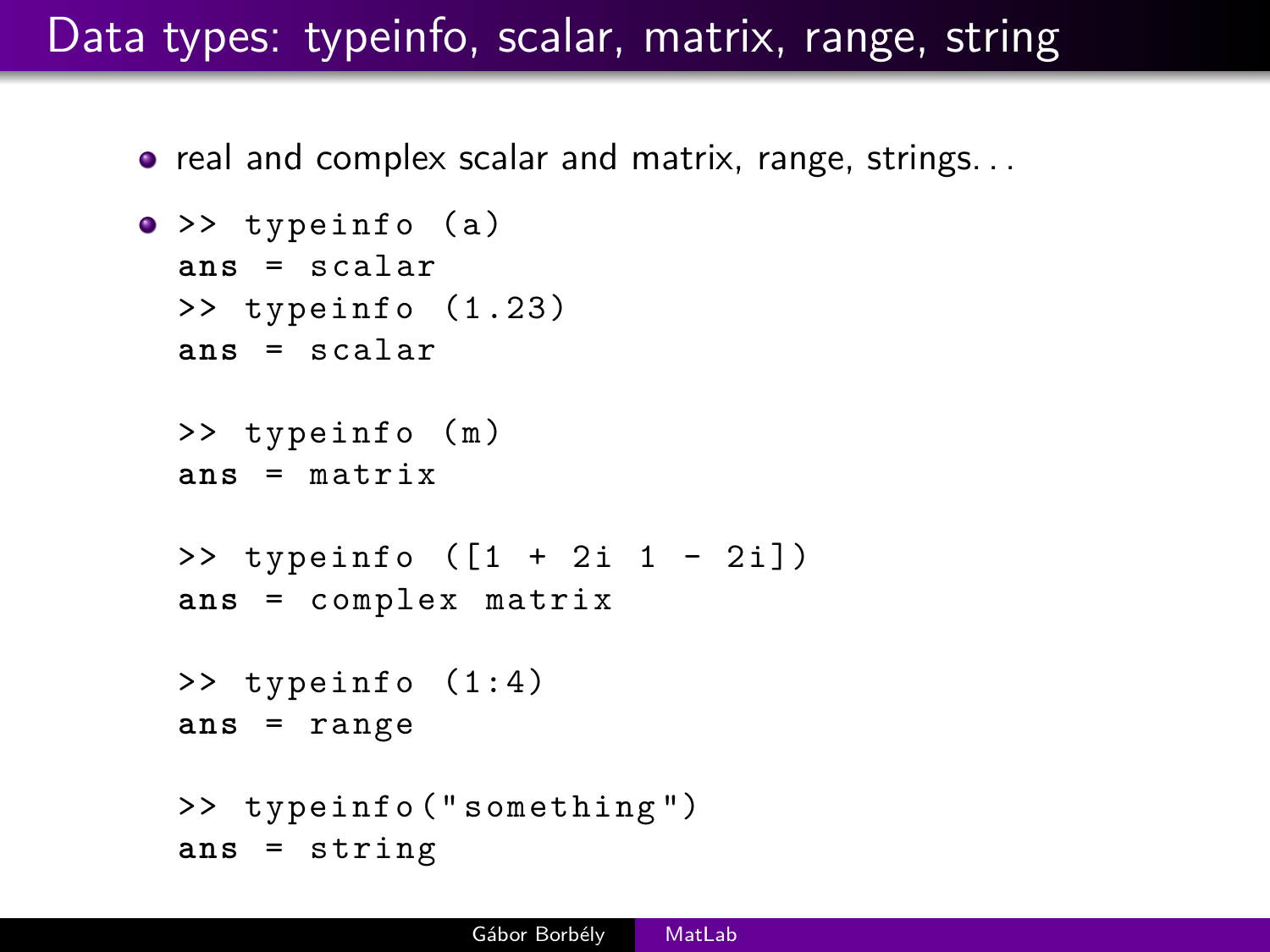# Data types: typeinfo, scalar, matrix, range, string

- real and complex scalar and matrix, range, strings...
- ```
  >> typeinfo (a)
  ans = scalar
  >> typeinfo (1.23)
  ans = scalar

  >> typeinfo (m)
  ans = matrix

  >> typeinfo ([1 + 2i 1 - 2i])
  ans = complex matrix

  >> typeinfo (1:4)
  ans = range

  >> typeinfo("something")
  ans = string
  ```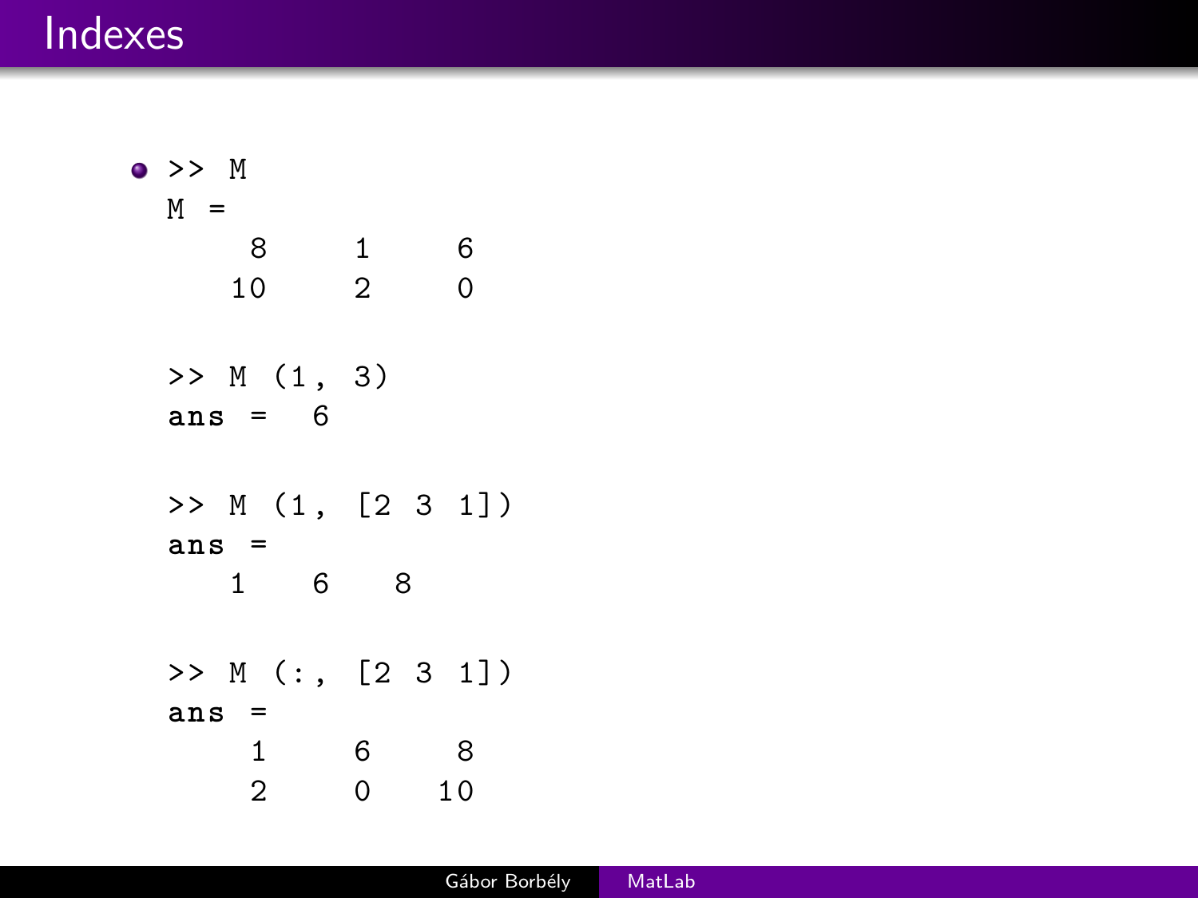# Indexes

- ```
  >> M
  M =
       8     1     6
      10     2     0

  >> M (1, 3)
  ans =   6

  >> M (1, [2 3 1])
  ans =
      1    6    8

  >> M (:, [2 3 1])
  ans =
       1     6     8
       2     0    10
  ```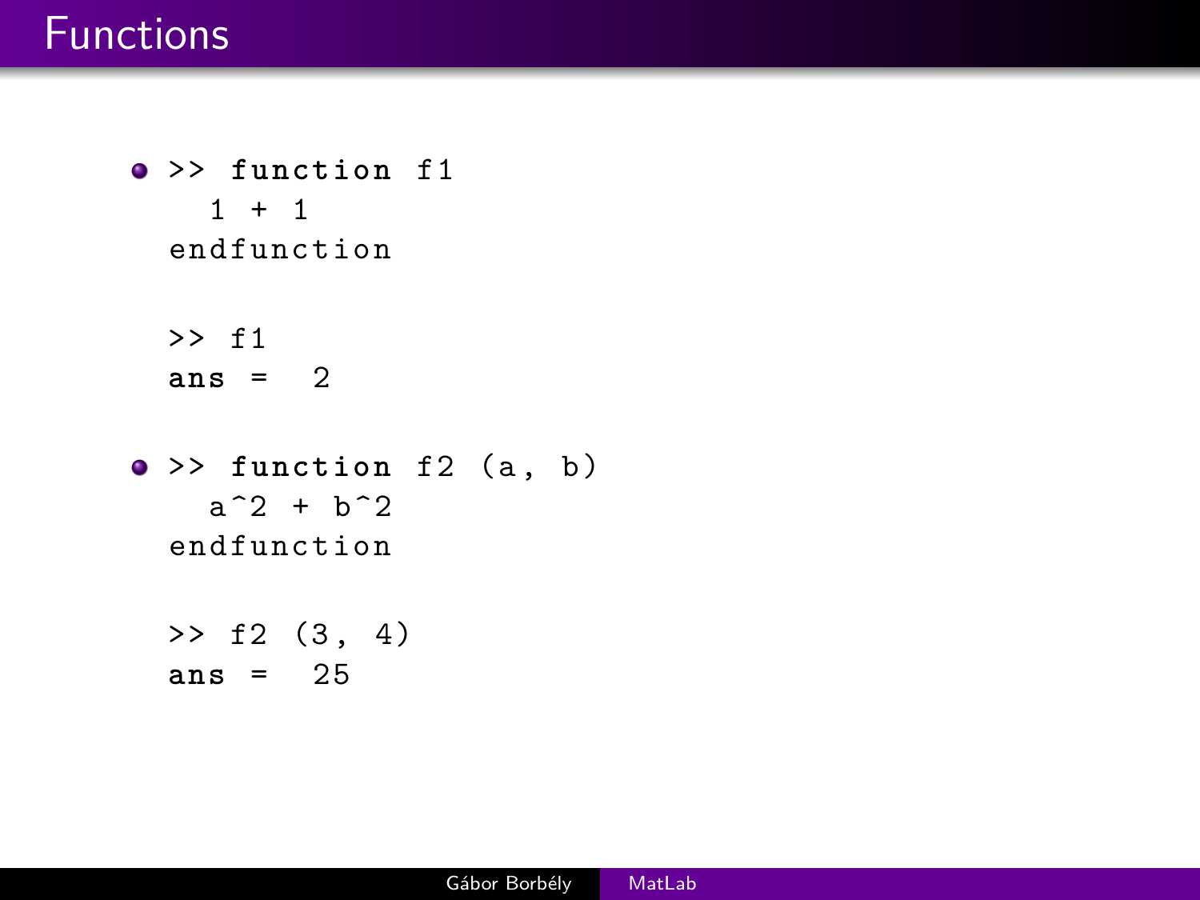# Functions

- ```
  >> function f1
     1 + 1
  endfunction

  >> f1
  ans =  2
  ```

- ```
  >> function f2 (a, b)
     a^2 + b^2
  endfunction

  >> f2 (3, 4)
  ans =  25
  ```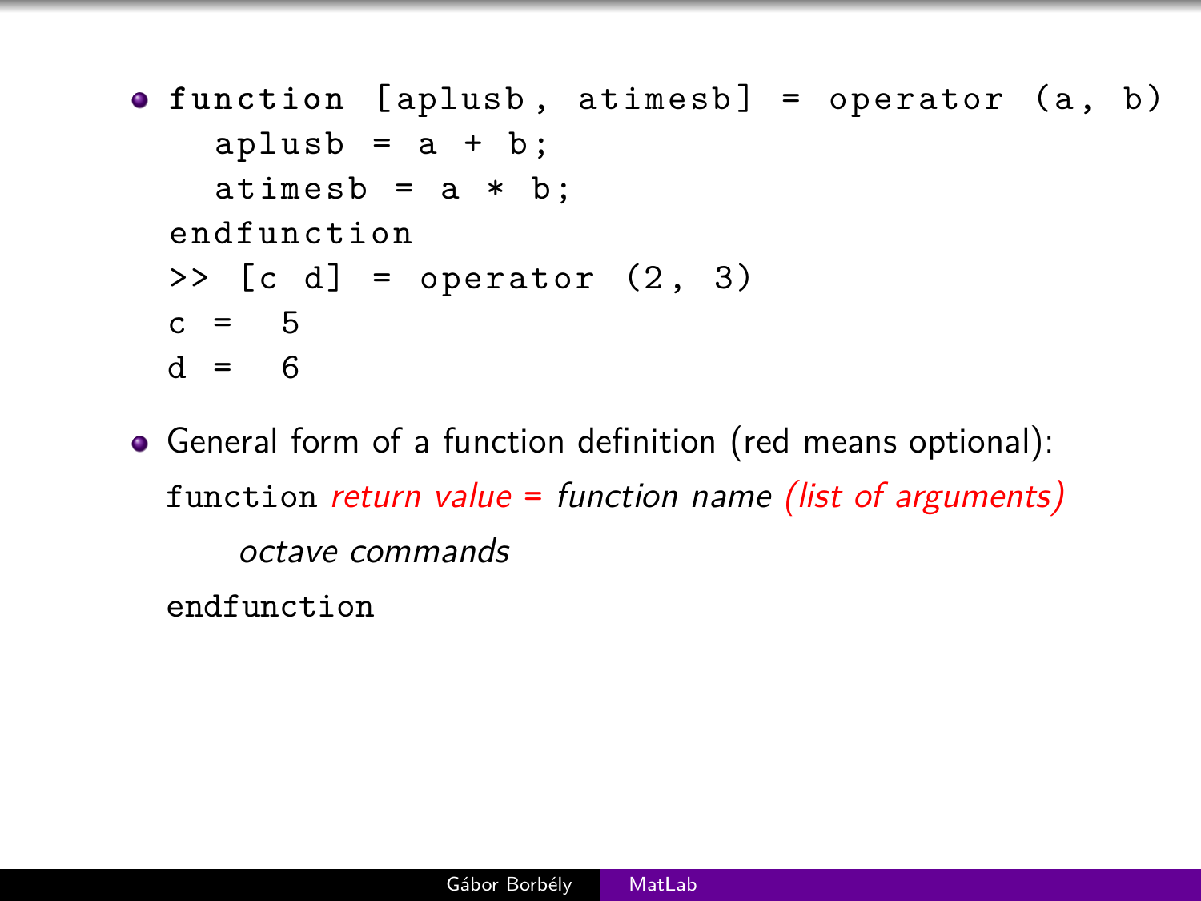- ```
  function [aplusb, atimesb] = operator (a, b)
    aplusb = a + b;
    atimesb = a * b;
  endfunction
  >> [c d] = operator (2, 3)
  c =  5
  d =  6
  ```

- General form of a function definition (red means optional):

  `function` *return value =* *function name* *(list of arguments)*

  &nbsp;&nbsp;&nbsp;&nbsp;*octave commands*

  `endfunction`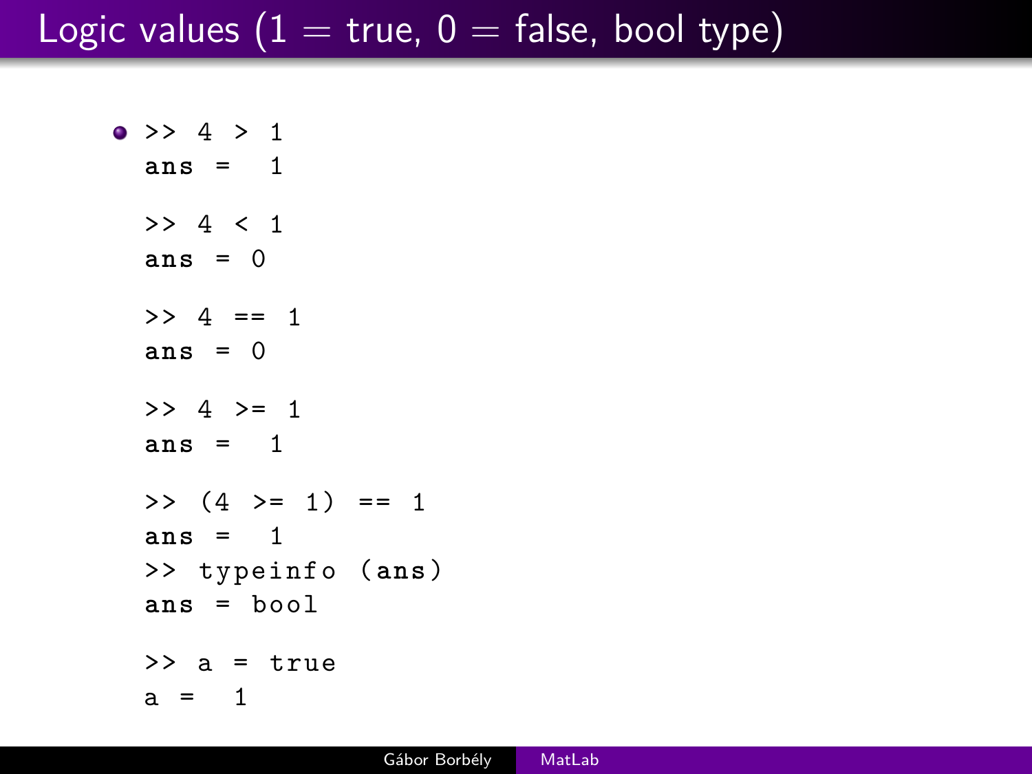# Logic values (1 = true, 0 = false, bool type)

- ```
  >> 4 > 1
  ans =  1

  >> 4 < 1
  ans = 0

  >> 4 == 1
  ans = 0

  >> 4 >= 1
  ans =  1

  >> (4 >= 1) == 1
  ans =  1
  >> typeinfo (ans)
  ans = bool

  >> a = true
  a =  1
  ```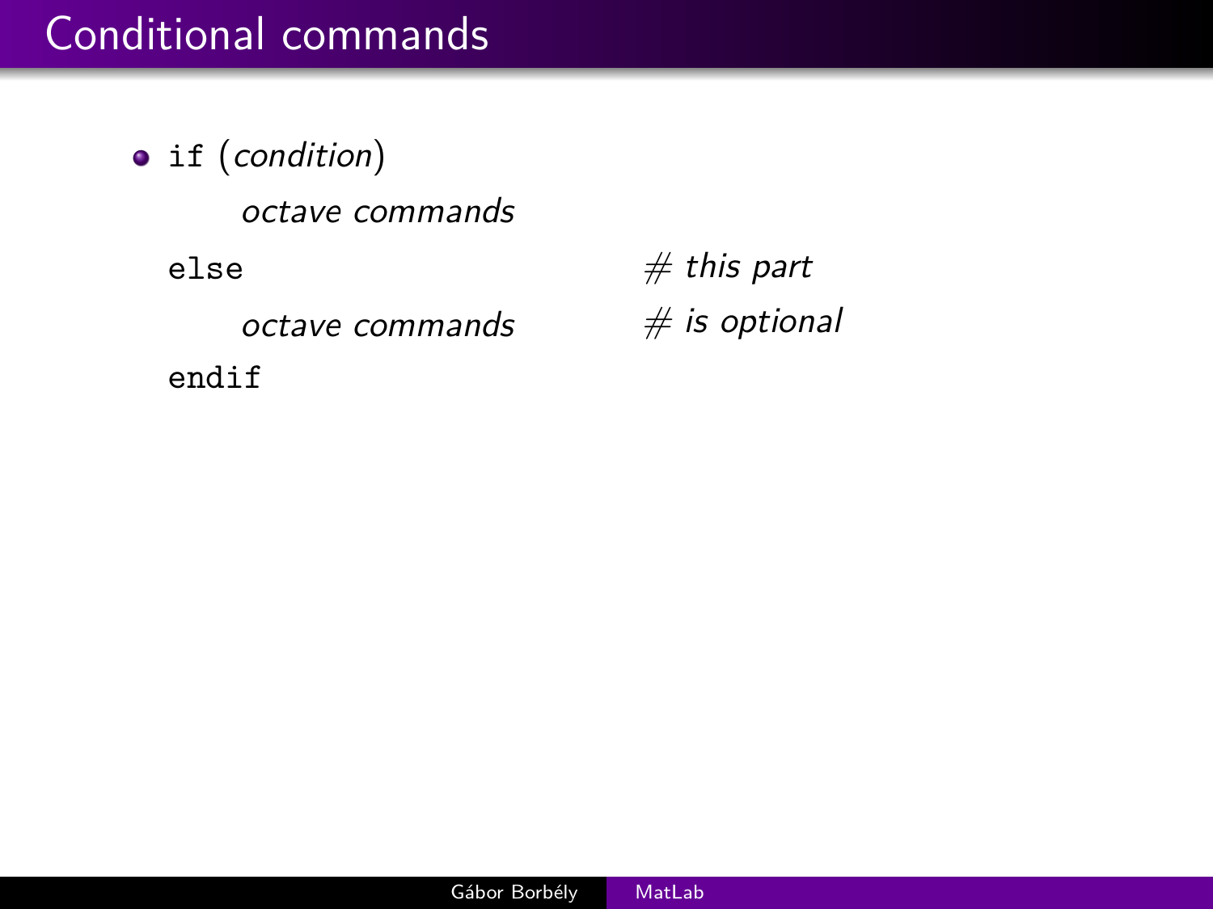# Conditional commands

- `if` (*condition*)

  *octave commands*

  `else` # *this part*

  *octave commands* # *is optional*

  `endif`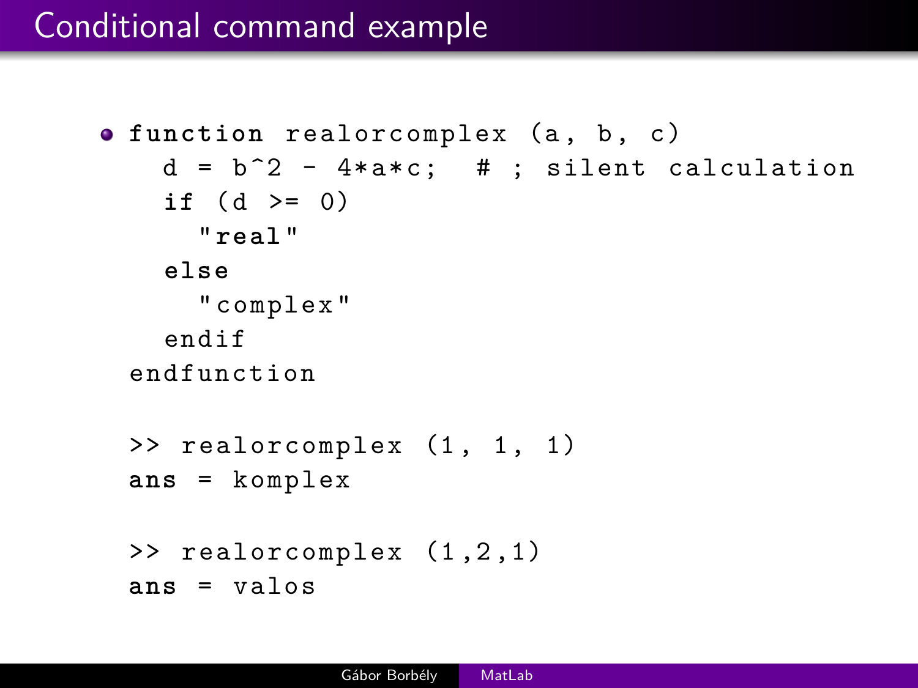# Conditional command example

- ```
  function realorcomplex (a, b, c)
    d = b^2 - 4*a*c;  # ; silent calculation
    if (d >= 0)
      "real"
    else
      "complex"
    endif
  endfunction

  >> realorcomplex (1, 1, 1)
  ans = komplex

  >> realorcomplex (1,2,1)
  ans = valos
  ```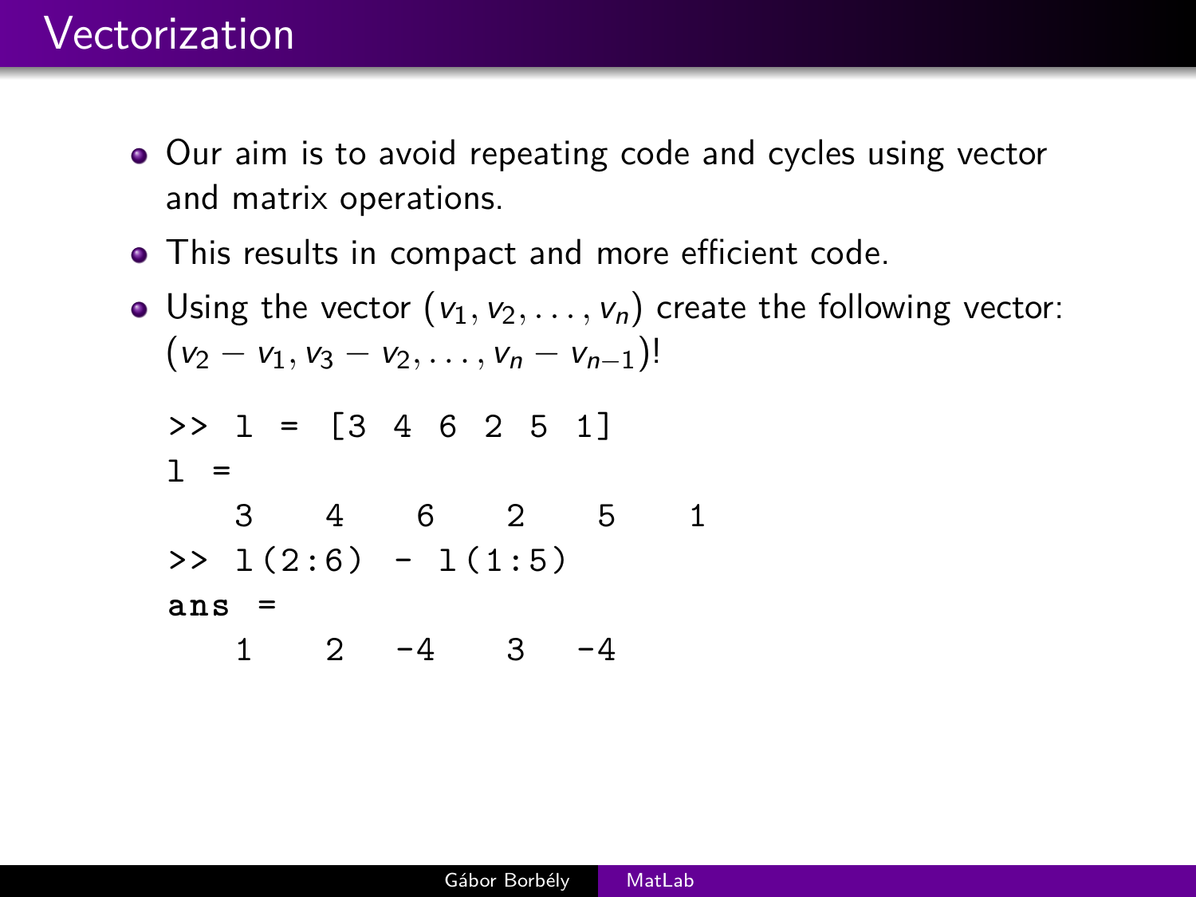# Vectorization

- Our aim is to avoid repeating code and cycles using vector and matrix operations.
- This results in compact and more efficient code.
- Using the vector $(v_1, v_2, \ldots, v_n)$ create the following vector: $(v_2 - v_1, v_3 - v_2, \ldots, v_n - v_{n-1})$!

```
>> l = [3 4 6 2 5 1]
l =
   3    4    6    2    5    1
>> l(2:6) - l(1:5)
ans =
   1    2   -4    3   -4
```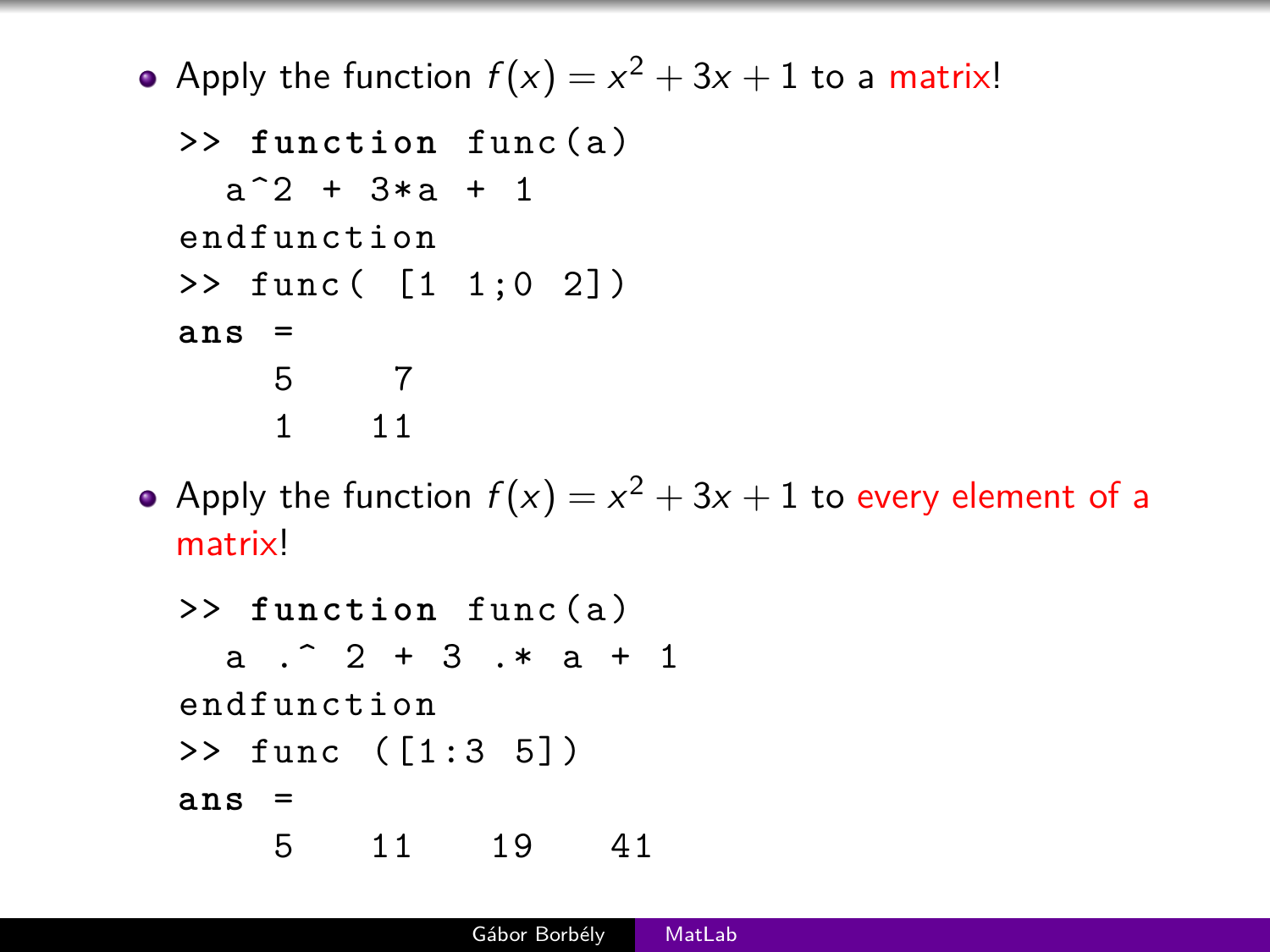- Apply the function $f(x) = x^2 + 3x + 1$ to a matrix!

```
>> function func(a)
  a^2 + 3*a + 1
endfunction
>> func( [1 1;0 2])
ans =
    5    7
    1   11
```

- Apply the function $f(x) = x^2 + 3x + 1$ to every element of a matrix!

```
>> function func(a)
  a .^ 2 + 3 .* a + 1
endfunction
>> func ([1:3 5])
ans =
    5   11   19   41
```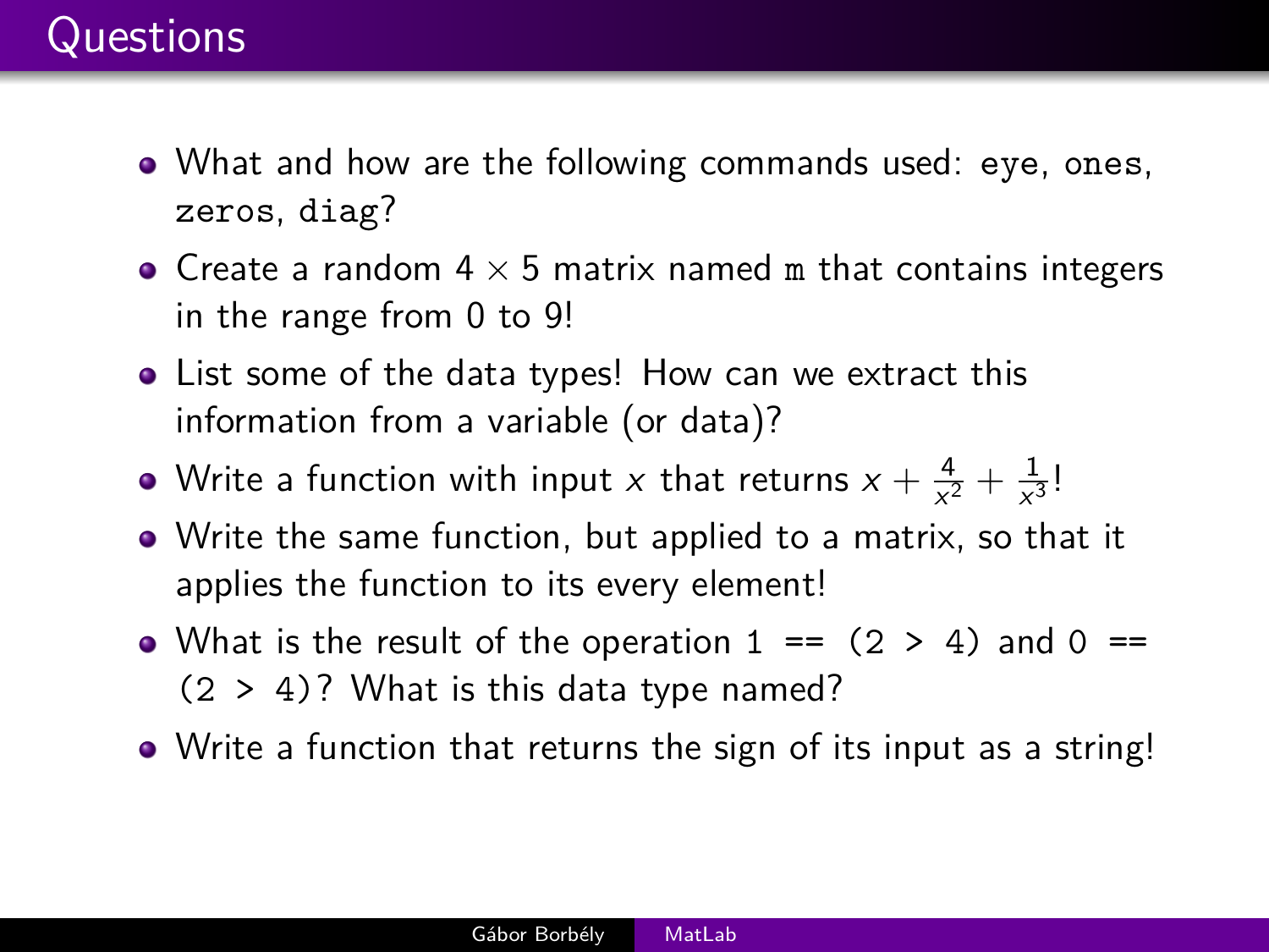# Questions

- What and how are the following commands used: `eye`, `ones`, `zeros`, `diag`?
- Create a random $4 \times 5$ matrix named `m` that contains integers in the range from 0 to 9!
- List some of the data types! How can we extract this information from a variable (or data)?
- Write a function with input $x$ that returns $x + \frac{4}{x^2} + \frac{1}{x^3}$!
- Write the same function, but applied to a matrix, so that it applies the function to its every element!
- What is the result of the operation `1 == (2 > 4)` and `0 == (2 > 4)`? What is this data type named?
- Write a function that returns the sign of its input as a string!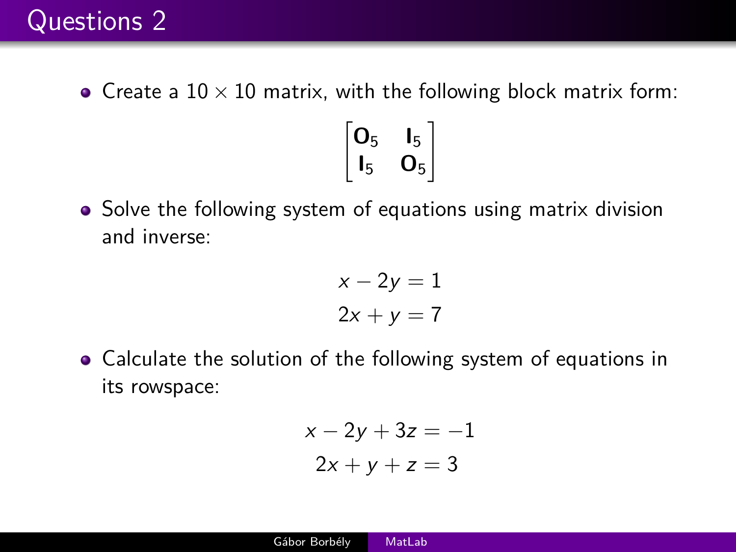# Questions 2

- Create a $10 \times 10$ matrix, with the following block matrix form:

$$\begin{bmatrix} \mathbf{O}_5 & \mathbf{I}_5 \\ \mathbf{I}_5 & \mathbf{O}_5 \end{bmatrix}$$

- Solve the following system of equations using matrix division and inverse:

$$x - 2y = 1$$
$$2x + y = 7$$

- Calculate the solution of the following system of equations in its rowspace:

$$x - 2y + 3z = -1$$
$$2x + y + z = 3$$